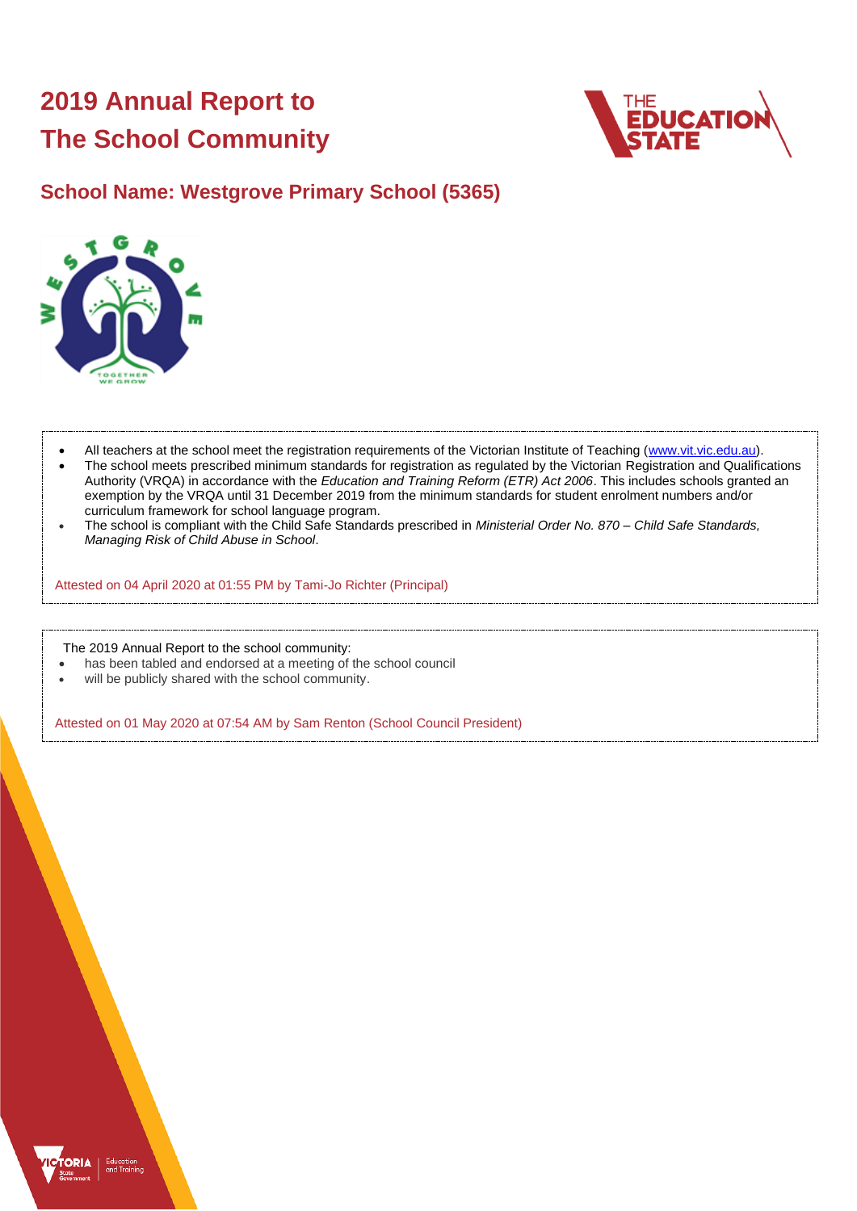# 2019 Annual Report to The School Community

## School Name: Westgrove Primary School (5365)

- All teachers at the school meet the registration requirements of the Victorian Institute of Teaching (www.vit.vic.edu.au).
- The school meets prescribed minimum standards for registration as regulated by the Victorian Registration and Qualifications Authority (VRQA) in accordance with the *Education and Training Reform (ETR) Act 2006*. This includes schools granted an exemption by the VRQA until 31 December 2019 from the minimum standards for student enrolment numbers and/or curriculum framework for school language program.
- The school is compliant with the Child Safe Standards prescribed in *Ministerial Order No. 870 – Child Safe Standards, Managing Risk of Child Abuse in School*.

Attested on 04 April 2020 at 01:55 PM by Tami-Jo Richter (Principal)

The 2019 Annual Report to the school community:

- has been tabled and endorsed at a meeting of the school council
- will be publicly shared with the school community.

Attested on 01 May 2020 at 07:54 AM by Sam Renton (School Council President)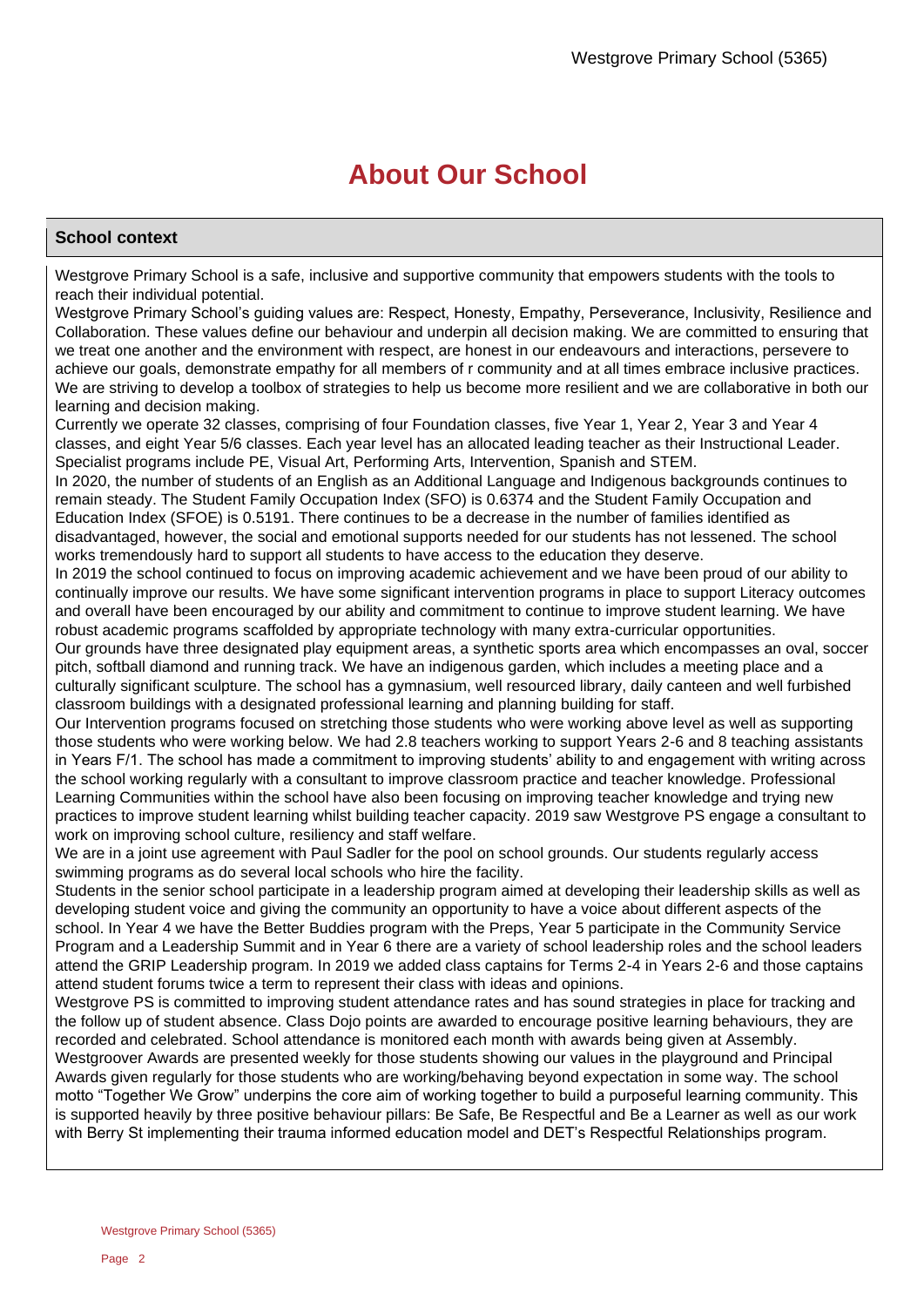# About Our School

## School context

Westgrove Primary School is a safe, inclusive and supportive community that empowers students with the tools to reach their individual potential.

Westgrove Primary School's guiding values are: Respect, Honesty, Empathy, Perseverance, Inclusivity, Resilience and Collaboration. These values define our behaviour and underpin all decision making. We are committed to ensuring that we treat one another and the environment with respect, are honest in our endeavours and interactions, persevere to achieve our goals, demonstrate empathy for all members of r community and at all times embrace inclusive practices. We are striving to develop a toolbox of strategies to help us become more resilient and we are collaborative in both our learning and decision making.

Currently we operate 32 classes, comprising of four Foundation classes, five Year 1, Year 2, Year 3 and Year 4 classes, and eight Year 5/6 classes. Each year level has an allocated leading teacher as their Instructional Leader. Specialist programs include PE, Visual Art, Performing Arts, Intervention, Spanish and STEM.

In 2020, the number of students of an English as an Additional Language and Indigenous backgrounds continues to remain steady. The Student Family Occupation Index (SFO) is 0.6374 and the Student Family Occupation and Education Index (SFOE) is 0.5191. There continues to be a decrease in the number of families identified as disadvantaged, however, the social and emotional supports needed for our students has not lessened. The school works tremendously hard to support all students to have access to the education they deserve.

In 2019 the school continued to focus on improving academic achievement and we have been proud of our ability to continually improve our results. We have some significant intervention programs in place to support Literacy outcomes and overall have been encouraged by our ability and commitment to continue to improve student learning. We have robust academic programs scaffolded by appropriate technology with many extra-curricular opportunities.

Our grounds have three designated play equipment areas, a synthetic sports area which encompasses an oval, soccer pitch, softball diamond and running track. We have an indigenous garden, which includes a meeting place and a culturally significant sculpture. The school has a gymnasium, well resourced library, daily canteen and well furbished classroom buildings with a designated professional learning and planning building for staff.

Our Intervention programs focused on stretching those students who were working above level as well as supporting those students who were working below. We had 2.8 teachers working to support Years 2-6 and 8 teaching assistants in Years F/1. The school has made a commitment to improving students' ability to and engagement with writing across the school working regularly with a consultant to improve classroom practice and teacher knowledge. Professional Learning Communities within the school have also been focusing on improving teacher knowledge and trying new practices to improve student learning whilst building teacher capacity. 2019 saw Westgrove PS engage a consultant to work on improving school culture, resiliency and staff welfare.

We are in a joint use agreement with Paul Sadler for the pool on school grounds. Our students regularly access swimming programs as do several local schools who hire the facility.

Students in the senior school participate in a leadership program aimed at developing their leadership skills as well as developing student voice and giving the community an opportunity to have a voice about different aspects of the school. In Year 4 we have the Better Buddies program with the Preps, Year 5 participate in the Community Service Program and a Leadership Summit and in Year 6 there are a variety of school leadership roles and the school leaders attend the GRIP Leadership program. In 2019 we added class captains for Terms 2-4 in Years 2-6 and those captains attend student forums twice a term to represent their class with ideas and opinions.

Westgrove PS is committed to improving student attendance rates and has sound strategies in place for tracking and the follow up of student absence. Class Dojo points are awarded to encourage positive learning behaviours, they are recorded and celebrated. School attendance is monitored each month with awards being given at Assembly.

Westgroover Awards are presented weekly for those students showing our values in the playground and Principal Awards given regularly for those students who are working/behaving beyond expectation in some way. The school motto "Together We Grow" underpins the core aim of working together to build a purposeful learning community. This is supported heavily by three positive behaviour pillars: Be Safe, Be Respectful and Be a Learner as well as our work with Berry St implementing their trauma informed education model and DET's Respectful Relationships program.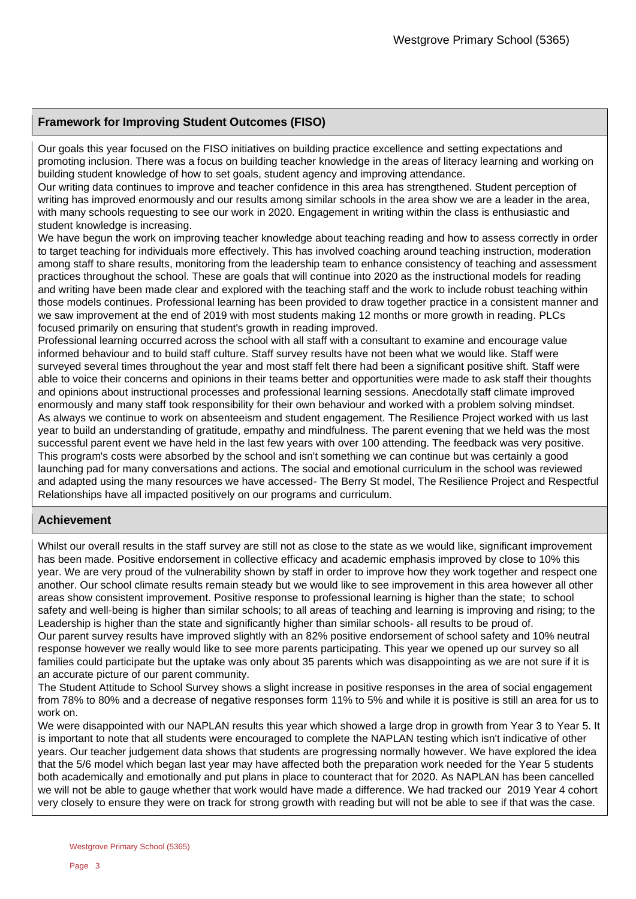## Framework for Improving Student Outcomes (FISO)

Our goals this year focused on the FISO initiatives on building practice excellence and setting expectations and promoting inclusion. There was a focus on building teacher knowledge in the areas of literacy learning and working on building student knowledge of how to set goals, student agency and improving attendance.
Our writing data continues to improve and teacher confidence in this area has strengthened. Student perception of writing has improved enormously and our results among similar schools in the area show we are a leader in the area, with many schools requesting to see our work in 2020. Engagement in writing within the class is enthusiastic and student knowledge is increasing.
We have begun the work on improving teacher knowledge about teaching reading and how to assess correctly in order to target teaching for individuals more effectively. This has involved coaching around teaching instruction, moderation among staff to share results, monitoring from the leadership team to enhance consistency of teaching and assessment practices throughout the school. These are goals that will continue into 2020 as the instructional models for reading and writing have been made clear and explored with the teaching staff and the work to include robust teaching within those models continues. Professional learning has been provided to draw together practice in a consistent manner and we saw improvement at the end of 2019 with most students making 12 months or more growth in reading. PLCs focused primarily on ensuring that student's growth in reading improved.
Professional learning occurred across the school with all staff with a consultant to examine and encourage value informed behaviour and to build staff culture. Staff survey results have not been what we would like. Staff were surveyed several times throughout the year and most staff felt there had been a significant positive shift. Staff were able to voice their concerns and opinions in their teams better and opportunities were made to ask staff their thoughts and opinions about instructional processes and professional learning sessions. Anecdotally staff climate improved enormously and many staff took responsibility for their own behaviour and worked with a problem solving mindset.
As always we continue to work on absenteeism and student engagement. The Resilience Project worked with us last year to build an understanding of gratitude, empathy and mindfulness. The parent evening that we held was the most successful parent event we have held in the last few years with over 100 attending. The feedback was very positive. This program's costs were absorbed by the school and isn't something we can continue but was certainly a good launching pad for many conversations and actions. The social and emotional curriculum in the school was reviewed and adapted using the many resources we have accessed- The Berry St model, The Resilience Project and Respectful Relationships have all impacted positively on our programs and curriculum.

## Achievement

Whilst our overall results in the staff survey are still not as close to the state as we would like, significant improvement has been made. Positive endorsement in collective efficacy and academic emphasis improved by close to 10% this year. We are very proud of the vulnerability shown by staff in order to improve how they work together and respect one another. Our school climate results remain steady but we would like to see improvement in this area however all other areas show consistent improvement. Positive response to professional learning is higher than the state; to school safety and well-being is higher than similar schools; to all areas of teaching and learning is improving and rising; to the Leadership is higher than the state and significantly higher than similar schools- all results to be proud of.
Our parent survey results have improved slightly with an 82% positive endorsement of school safety and 10% neutral response however we really would like to see more parents participating. This year we opened up our survey so all families could participate but the uptake was only about 35 parents which was disappointing as we are not sure if it is an accurate picture of our parent community.
The Student Attitude to School Survey shows a slight increase in positive responses in the area of social engagement from 78% to 80% and a decrease of negative responses form 11% to 5% and while it is positive is still an area for us to work on.
We were disappointed with our NAPLAN results this year which showed a large drop in growth from Year 3 to Year 5. It is important to note that all students were encouraged to complete the NAPLAN testing which isn't indicative of other years. Our teacher judgement data shows that students are progressing normally however. We have explored the idea that the 5/6 model which began last year may have affected both the preparation work needed for the Year 5 students both academically and emotionally and put plans in place to counteract that for 2020. As NAPLAN has been cancelled we will not be able to gauge whether that work would have made a difference. We had tracked our 2019 Year 4 cohort very closely to ensure they were on track for strong growth with reading but will not be able to see if that was the case.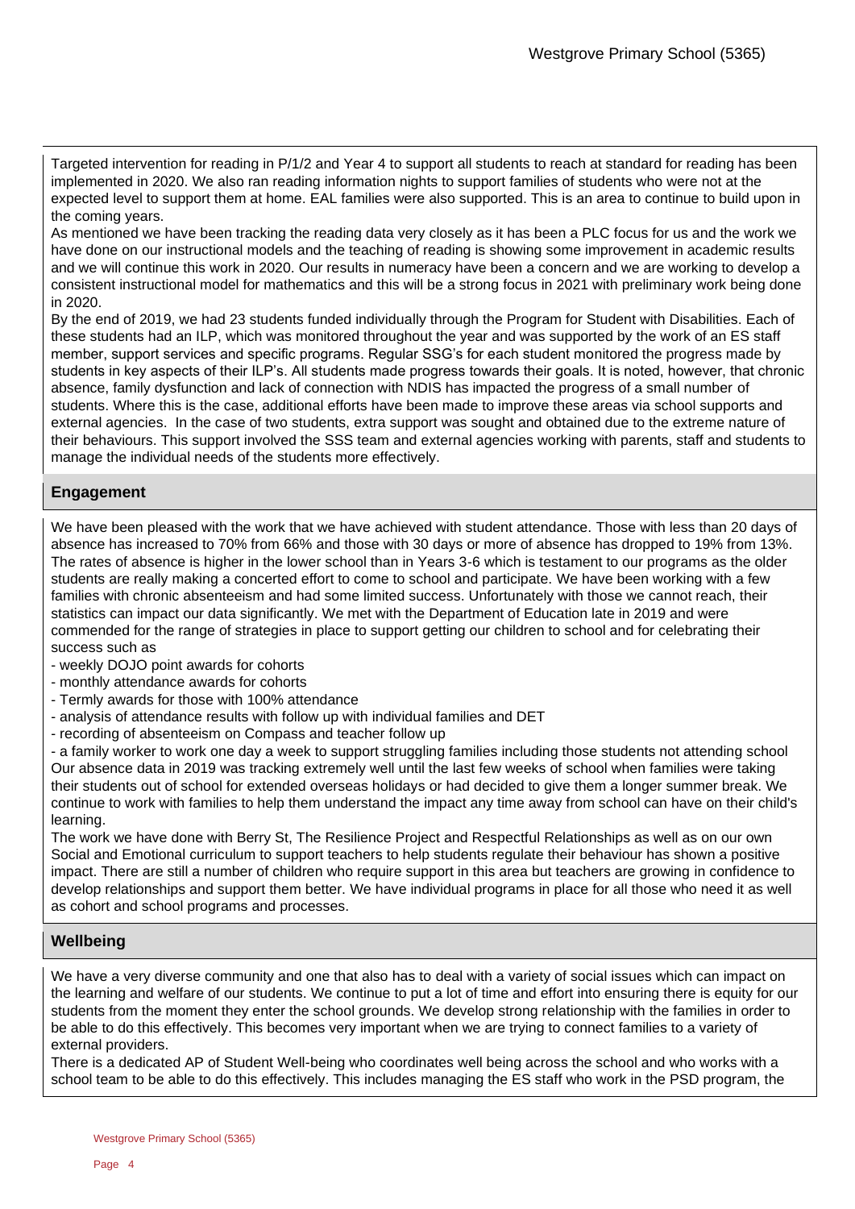Targeted intervention for reading in P/1/2 and Year 4 to support all students to reach at standard for reading has been implemented in 2020. We also ran reading information nights to support families of students who were not at the expected level to support them at home. EAL families were also supported. This is an area to continue to build upon in the coming years.

As mentioned we have been tracking the reading data very closely as it has been a PLC focus for us and the work we have done on our instructional models and the teaching of reading is showing some improvement in academic results and we will continue this work in 2020. Our results in numeracy have been a concern and we are working to develop a consistent instructional model for mathematics and this will be a strong focus in 2021 with preliminary work being done in 2020.

By the end of 2019, we had 23 students funded individually through the Program for Student with Disabilities. Each of these students had an ILP, which was monitored throughout the year and was supported by the work of an ES staff member, support services and specific programs. Regular SSG's for each student monitored the progress made by students in key aspects of their ILP's. All students made progress towards their goals. It is noted, however, that chronic absence, family dysfunction and lack of connection with NDIS has impacted the progress of a small number of students. Where this is the case, additional efforts have been made to improve these areas via school supports and external agencies. In the case of two students, extra support was sought and obtained due to the extreme nature of their behaviours. This support involved the SSS team and external agencies working with parents, staff and students to manage the individual needs of the students more effectively.

## Engagement

We have been pleased with the work that we have achieved with student attendance. Those with less than 20 days of absence has increased to 70% from 66% and those with 30 days or more of absence has dropped to 19% from 13%. The rates of absence is higher in the lower school than in Years 3-6 which is testament to our programs as the older students are really making a concerted effort to come to school and participate. We have been working with a few families with chronic absenteeism and had some limited success. Unfortunately with those we cannot reach, their statistics can impact our data significantly. We met with the Department of Education late in 2019 and were commended for the range of strategies in place to support getting our children to school and for celebrating their success such as

- weekly DOJO point awards for cohorts
- monthly attendance awards for cohorts
- Termly awards for those with 100% attendance
- analysis of attendance results with follow up with individual families and DET
- recording of absenteeism on Compass and teacher follow up
- a family worker to work one day a week to support struggling families including those students not attending school

Our absence data in 2019 was tracking extremely well until the last few weeks of school when families were taking their students out of school for extended overseas holidays or had decided to give them a longer summer break. We continue to work with families to help them understand the impact any time away from school can have on their child's learning.

The work we have done with Berry St, The Resilience Project and Respectful Relationships as well as on our own Social and Emotional curriculum to support teachers to help students regulate their behaviour has shown a positive impact. There are still a number of children who require support in this area but teachers are growing in confidence to develop relationships and support them better. We have individual programs in place for all those who need it as well as cohort and school programs and processes.

## Wellbeing

We have a very diverse community and one that also has to deal with a variety of social issues which can impact on the learning and welfare of our students. We continue to put a lot of time and effort into ensuring there is equity for our students from the moment they enter the school grounds. We develop strong relationship with the families in order to be able to do this effectively. This becomes very important when we are trying to connect families to a variety of external providers.

There is a dedicated AP of Student Well-being who coordinates well being across the school and who works with a school team to be able to do this effectively. This includes managing the ES staff who work in the PSD program, the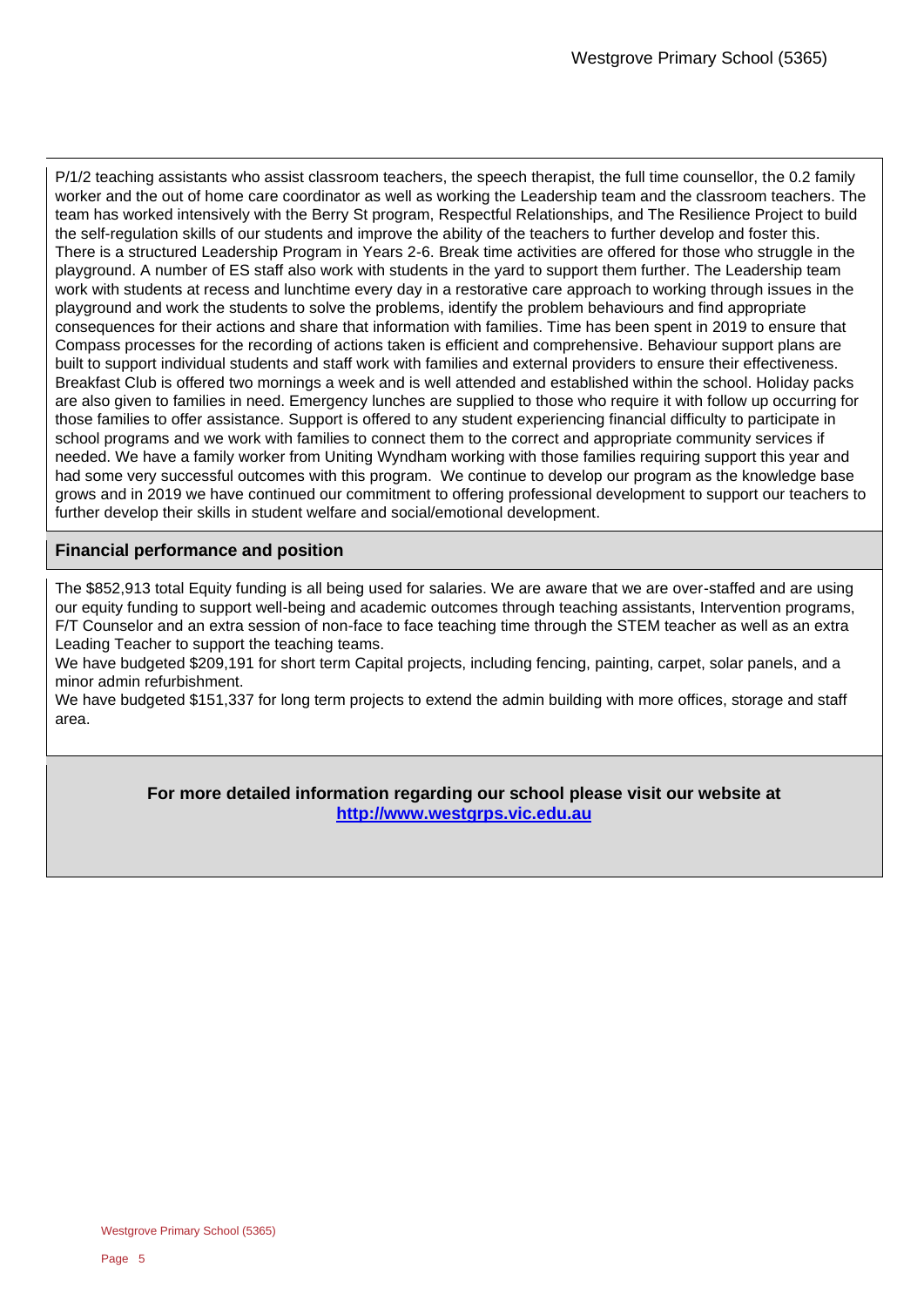P/1/2 teaching assistants who assist classroom teachers, the speech therapist, the full time counsellor, the 0.2 family worker and the out of home care coordinator as well as working the Leadership team and the classroom teachers. The team has worked intensively with the Berry St program, Respectful Relationships, and The Resilience Project to build the self-regulation skills of our students and improve the ability of the teachers to further develop and foster this. There is a structured Leadership Program in Years 2-6. Break time activities are offered for those who struggle in the playground. A number of ES staff also work with students in the yard to support them further. The Leadership team work with students at recess and lunchtime every day in a restorative care approach to working through issues in the playground and work the students to solve the problems, identify the problem behaviours and find appropriate consequences for their actions and share that information with families. Time has been spent in 2019 to ensure that Compass processes for the recording of actions taken is efficient and comprehensive. Behaviour support plans are built to support individual students and staff work with families and external providers to ensure their effectiveness. Breakfast Club is offered two mornings a week and is well attended and established within the school. Holiday packs are also given to families in need. Emergency lunches are supplied to those who require it with follow up occurring for those families to offer assistance. Support is offered to any student experiencing financial difficulty to participate in school programs and we work with families to connect them to the correct and appropriate community services if needed. We have a family worker from Uniting Wyndham working with those families requiring support this year and had some very successful outcomes with this program. We continue to develop our program as the knowledge base grows and in 2019 we have continued our commitment to offering professional development to support our teachers to further develop their skills in student welfare and social/emotional development.

## Financial performance and position

The $852,913 total Equity funding is all being used for salaries. We are aware that we are over-staffed and are using our equity funding to support well-being and academic outcomes through teaching assistants, Intervention programs, F/T Counselor and an extra session of non-face to face teaching time through the STEM teacher as well as an extra Leading Teacher to support the teaching teams.

We have budgeted $209,191 for short term Capital projects, including fencing, painting, carpet, solar panels, and a minor admin refurbishment.

We have budgeted $151,337 for long term projects to extend the admin building with more offices, storage and staff area.

**For more detailed information regarding our school please visit our website at [http://www.westgrps.vic.edu.au](http://www.westgrps.vic.edu.au)**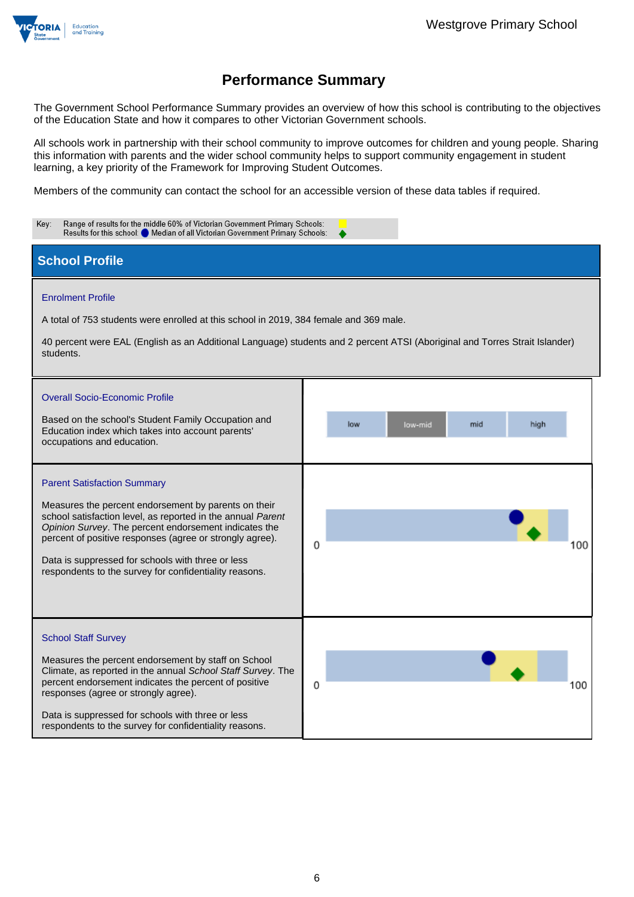# Performance Summary

The Government School Performance Summary provides an overview of how this school is contributing to the objectives of the Education State and how it compares to other Victorian Government schools.

All schools work in partnership with their school community to improve outcomes for children and young people. Sharing this information with parents and the wider school community helps to support community engagement in student learning, a key priority of the Framework for Improving Student Outcomes.

Members of the community can contact the school for an accessible version of these data tables if required.

Key: Range of results for the middle 60% of Victorian Government Primary Schools:
Results for this school: ● Median of all Victorian Government Primary Schools: ◆

## School Profile

### Enrolment Profile

A total of 753 students were enrolled at this school in 2019, 384 female and 369 male.

40 percent were EAL (English as an Additional Language) students and 2 percent ATSI (Aboriginal and Torres Strait Islander) students.

### Overall Socio-Economic Profile

Based on the school's Student Family Occupation and Education index which takes into account parents' occupations and education.

| low | low-mid | mid | high |
|---|---|---|---|

### Parent Satisfaction Summary

Measures the percent endorsement by parents on their school satisfaction level, as reported in the annual *Parent Opinion Survey*. The percent endorsement indicates the percent of positive responses (agree or strongly agree).

Data is suppressed for schools with three or less respondents to the survey for confidentiality reasons.

0 100

### School Staff Survey

Measures the percent endorsement by staff on School Climate, as reported in the annual *School Staff Survey*. The percent endorsement indicates the percent of positive responses (agree or strongly agree).

Data is suppressed for schools with three or less respondents to the survey for confidentiality reasons.

0 100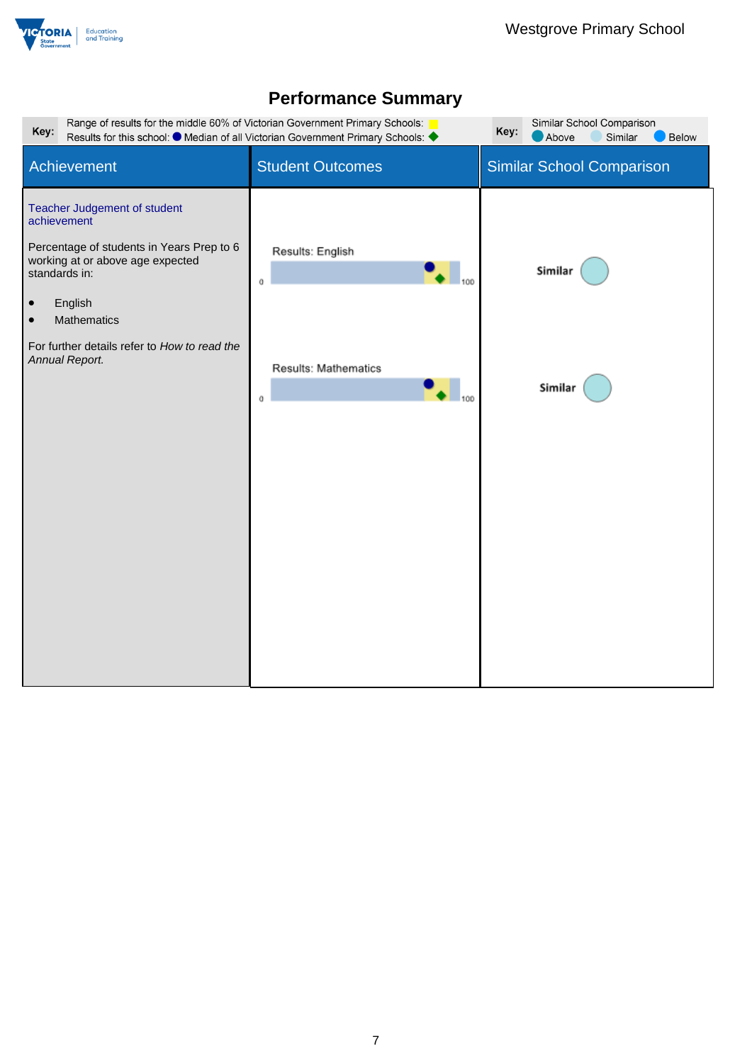## Performance Summary

**Key:** Range of results for the middle 60% of Victorian Government Primary Schools: (yellow)
Results for this school: ● Median of all Victorian Government Primary Schools: ◆

**Key:** Similar School Comparison
Above | Similar | Below

| Achievement | Student Outcomes | Similar School Comparison |
|---|---|---|
| Teacher Judgement of student achievement<br><br>Percentage of students in Years Prep to 6 working at or above age expected standards in:<br><br>• English<br>• Mathematics<br><br>For further details refer to *How to read the Annual Report.* | Results: English (0–100) | Similar |
| | Results: Mathematics (0–100) | Similar |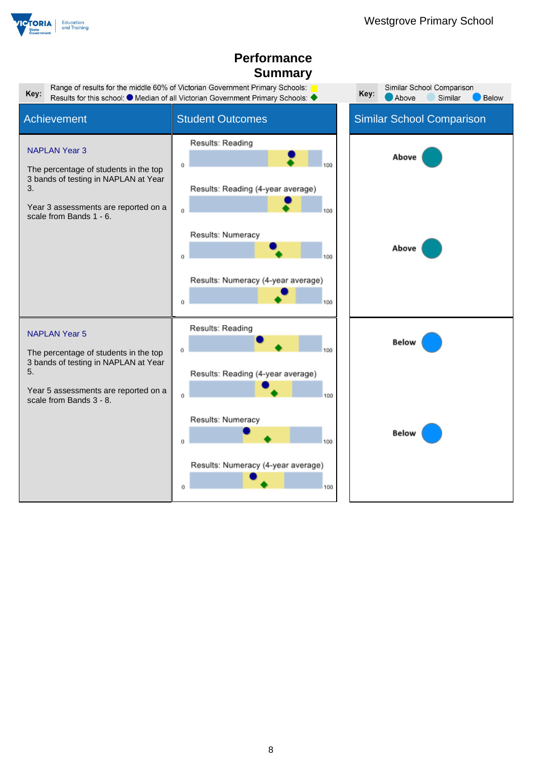# Performance Summary

**Key:** Range of results for the middle 60% of Victorian Government Primary Schools: (yellow)
Results for this school: ● Median of all Victorian Government Primary Schools: ◆

**Key:** Similar School Comparison: Above / Similar / Below

| Achievement | Student Outcomes | Similar School Comparison |
|---|---|---|
| **NAPLAN Year 3**<br><br>The percentage of students in the top 3 bands of testing in NAPLAN at Year 3.<br><br>Year 3 assessments are reported on a scale from Bands 1 - 6. | Results: Reading (0–100)<br><br>Results: Reading (4-year average) (0–100) | Above |
| | Results: Numeracy (0–100)<br><br>Results: Numeracy (4-year average) (0–100) | Above |
| **NAPLAN Year 5**<br><br>The percentage of students in the top 3 bands of testing in NAPLAN at Year 5.<br><br>Year 5 assessments are reported on a scale from Bands 3 - 8. | Results: Reading (0–100)<br><br>Results: Reading (4-year average) (0–100) | Below |
| | Results: Numeracy (0–100)<br><br>Results: Numeracy (4-year average) (0–100) | Below |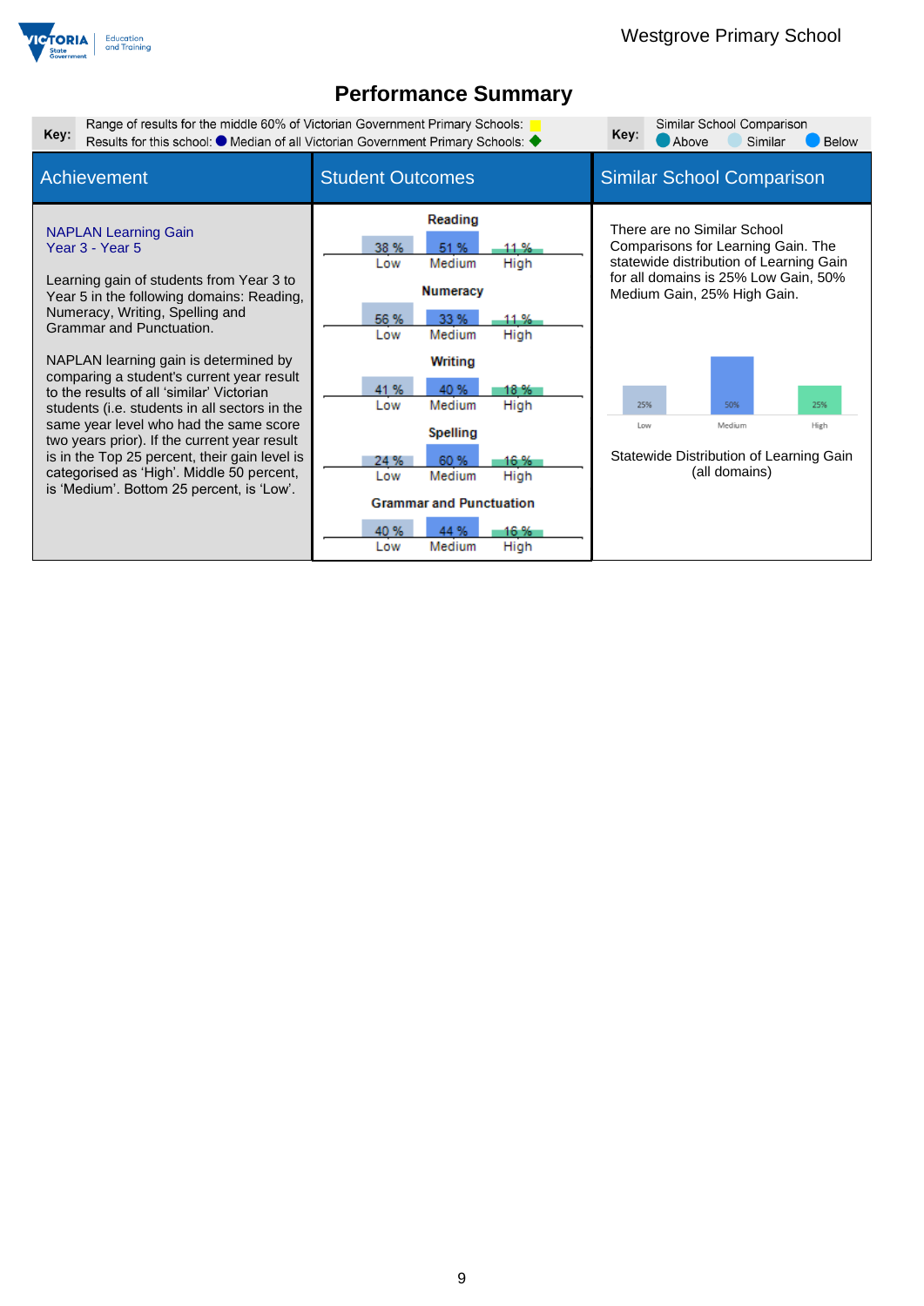# Performance Summary

**Key:** Range of results for the middle 60% of Victorian Government Primary Schools: ■ Results for this school: ● Median of all Victorian Government Primary Schools: ◆

**Key:** Similar School Comparison: Above, Similar, Below

| Achievement | Student Outcomes | Similar School Comparison |
|---|---|---|
| **NAPLAN Learning Gain**<br>**Year 3 - Year 5**<br><br>Learning gain of students from Year 3 to Year 5 in the following domains: Reading, Numeracy, Writing, Spelling and Grammar and Punctuation.<br><br>NAPLAN learning gain is determined by comparing a student's current year result to the results of all 'similar' Victorian students (i.e. students in all sectors in the same year level who had the same score two years prior). If the current year result is in the Top 25 percent, their gain level is categorised as 'High'. Middle 50 percent, is 'Medium'. Bottom 25 percent, is 'Low'. | **Reading**: Low 38 %, Medium 51 %, High 11 %<br>**Numeracy**: Low 56 %, Medium 33 %, High 11 %<br>**Writing**: Low 41 %, Medium 40 %, High 18 %<br>**Spelling**: Low 24 %, Medium 60 %, High 16 %<br>**Grammar and Punctuation**: Low 40 %, Medium 44 %, High 16 % | There are no Similar School Comparisons for Learning Gain. The statewide distribution of Learning Gain for all domains is 25% Low Gain, 50% Medium Gain, 25% High Gain.<br><br>Low 25%, Medium 50%, High 25%<br><br>Statewide Distribution of Learning Gain (all domains) |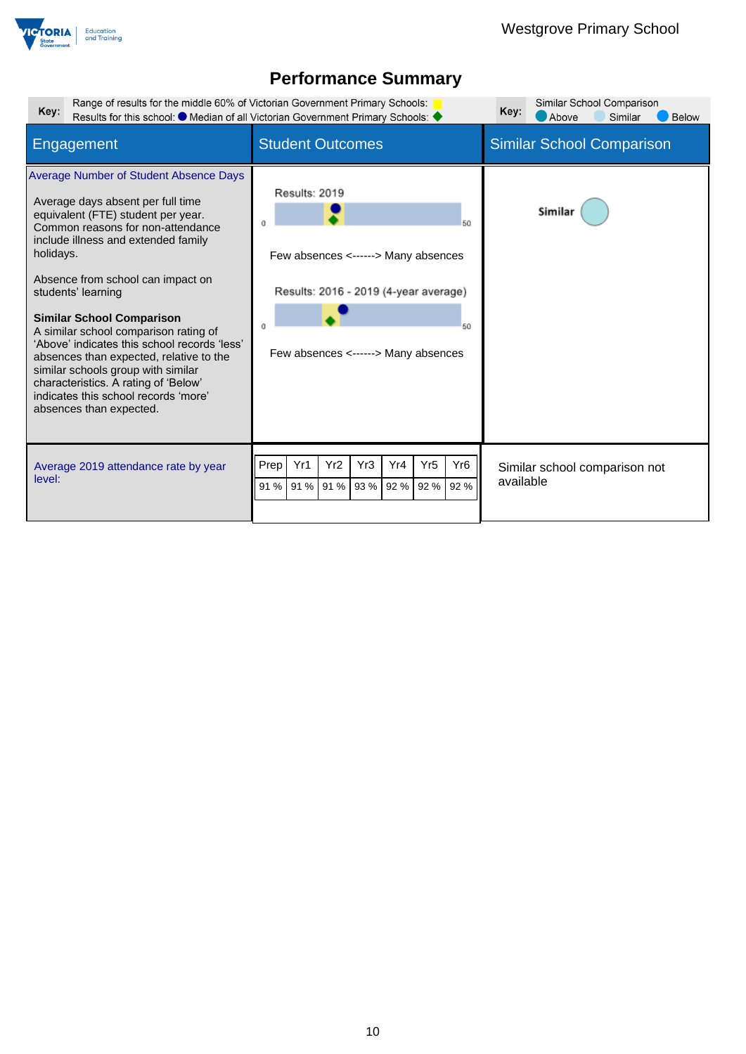## Performance Summary

**Key:** Range of results for the middle 60% of Victorian Government Primary Schools: (yellow)
Results for this school: ● Median of all Victorian Government Primary Schools: ◆

**Key:** Similar School Comparison: Above / Similar / Below

| Engagement | Student Outcomes | Similar School Comparison |
|---|---|---|
| **Average Number of Student Absence Days**<br><br>Average days absent per full time equivalent (FTE) student per year. Common reasons for non-attendance include illness and extended family holidays.<br><br>Absence from school can impact on students' learning<br><br>**Similar School Comparison**<br>A similar school comparison rating of 'Above' indicates this school records 'less' absences than expected, relative to the similar schools group with similar characteristics. A rating of 'Below' indicates this school records 'more' absences than expected. | Results: 2019<br>0 – 50<br>Few absences <------> Many absences<br><br>Results: 2016 - 2019 (4-year average)<br>0 – 50<br>Few absences <------> Many absences | Similar |
| Average 2019 attendance rate by year level: | See table below | Similar school comparison not available |

| Prep | Yr1 | Yr2 | Yr3 | Yr4 | Yr5 | Yr6 |
|---|---|---|---|---|---|---|
| 91 % | 91 % | 91 % | 93 % | 92 % | 92 % | 92 % |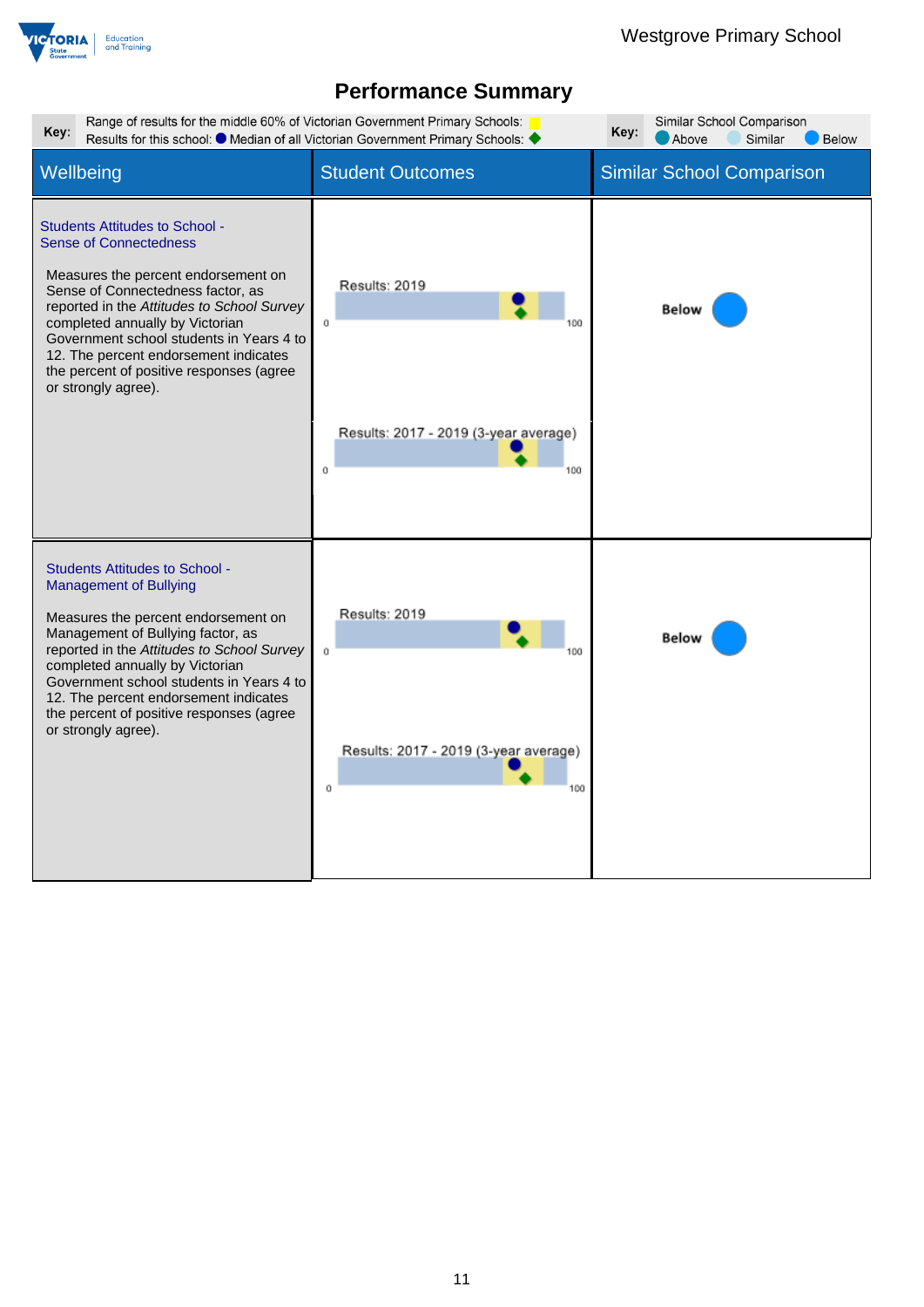Westgrove Primary School

# Performance Summary

**Key:** Range of results for the middle 60% of Victorian Government Primary Schools: Results for this school: ● Median of all Victorian Government Primary Schools: ◆

**Key:** Similar School Comparison: Above, Similar, Below

| Wellbeing | Student Outcomes | Similar School Comparison |
|---|---|---|
| **Students Attitudes to School - Sense of Connectedness**<br><br>Measures the percent endorsement on Sense of Connectedness factor, as reported in the *Attitudes to School Survey* completed annually by Victorian Government school students in Years 4 to 12. The percent endorsement indicates the percent of positive responses (agree or strongly agree). | Results: 2019 (0–100)<br><br>Results: 2017 - 2019 (3-year average) (0–100) | Below |
| **Students Attitudes to School - Management of Bullying**<br><br>Measures the percent endorsement on Management of Bullying factor, as reported in the *Attitudes to School Survey* completed annually by Victorian Government school students in Years 4 to 12. The percent endorsement indicates the percent of positive responses (agree or strongly agree). | Results: 2019 (0–100)<br><br>Results: 2017 - 2019 (3-year average) (0–100) | Below |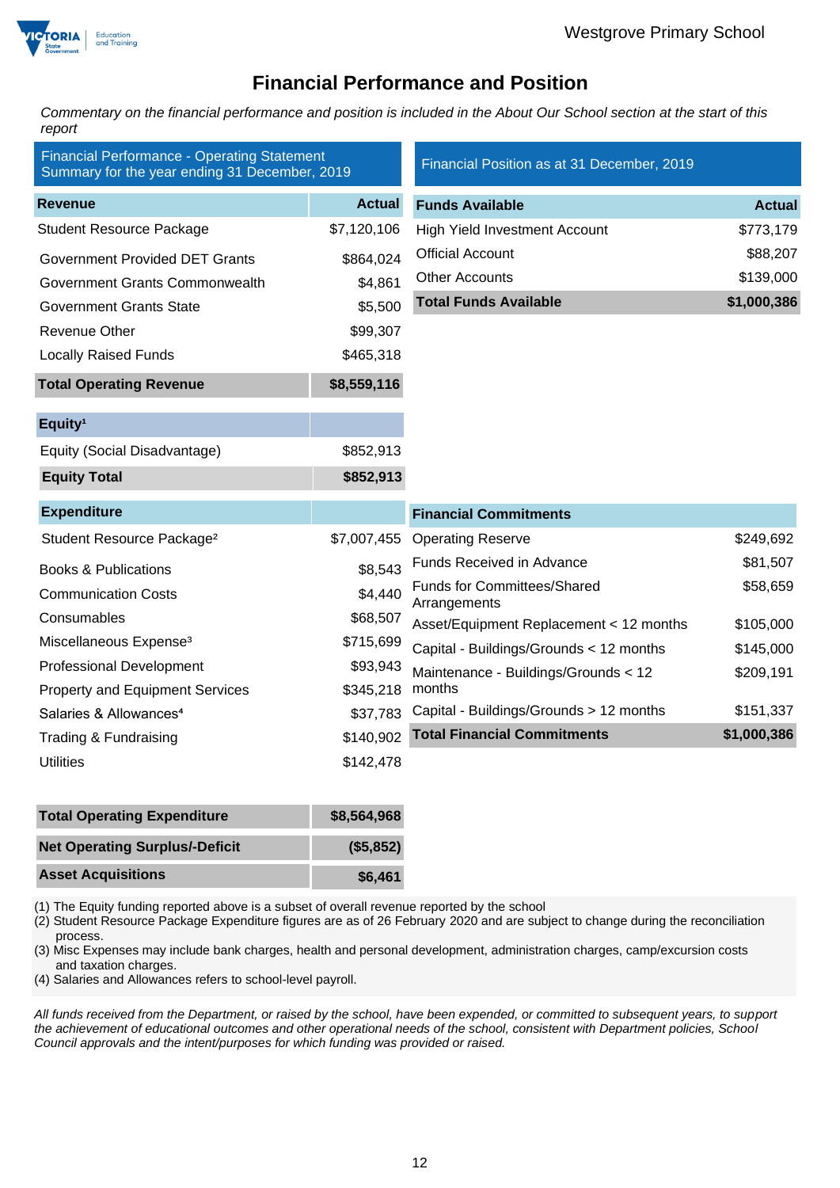# Financial Performance and Position

*Commentary on the financial performance and position is included in the About Our School section at the start of this report*

## Financial Performance - Operating Statement Summary for the year ending 31 December, 2019

| Revenue | Actual |
|---|---|
| Student Resource Package | $7,120,106 |
| Government Provided DET Grants | $864,024 |
| Government Grants Commonwealth | $4,861 |
| Government Grants State | $5,500 |
| Revenue Other | $99,307 |
| Locally Raised Funds | $465,318 |
| **Total Operating Revenue** | **$8,559,116** |

| Equity[1] | |
|---|---|
| Equity (Social Disadvantage) | $852,913 |
| **Equity Total** | **$852,913** |

| Expenditure | |
|---|---|
| Student Resource Package[2] | $7,007,455 |
| Books & Publications | $8,543 |
| Communication Costs | $4,440 |
| Consumables | $68,507 |
| Miscellaneous Expense[3] | $715,699 |
| Professional Development | $93,943 |
| Property and Equipment Services | $345,218 |
| Salaries & Allowances[4] | $37,783 |
| Trading & Fundraising | $140,902 |
| Utilities | $142,478 |
| **Total Operating Expenditure** | **$8,564,968** |
| **Net Operating Surplus/-Deficit** | **($5,852)** |
| **Asset Acquisitions** | **$6,461** |

## Financial Position as at 31 December, 2019

| Funds Available | Actual |
|---|---|
| High Yield Investment Account | $773,179 |
| Official Account | $88,207 |
| Other Accounts | $139,000 |
| **Total Funds Available** | **$1,000,386** |

| Financial Commitments | |
|---|---|
| Operating Reserve | $249,692 |
| Funds Received in Advance | $81,507 |
| Funds for Committees/Shared Arrangements | $58,659 |
| Asset/Equipment Replacement < 12 months | $105,000 |
| Capital - Buildings/Grounds < 12 months | $145,000 |
| Maintenance - Buildings/Grounds < 12 months | $209,191 |
| Capital - Buildings/Grounds > 12 months | $151,337 |
| **Total Financial Commitments** | **$1,000,386** |

(1) The Equity funding reported above is a subset of overall revenue reported by the school
(2) Student Resource Package Expenditure figures are as of 26 February 2020 and are subject to change during the reconciliation process.
(3) Misc Expenses may include bank charges, health and personal development, administration charges, camp/excursion costs and taxation charges.
(4) Salaries and Allowances refers to school-level payroll.

*All funds received from the Department, or raised by the school, have been expended, or committed to subsequent years, to support the achievement of educational outcomes and other operational needs of the school, consistent with Department policies, School Council approvals and the intent/purposes for which funding was provided or raised.*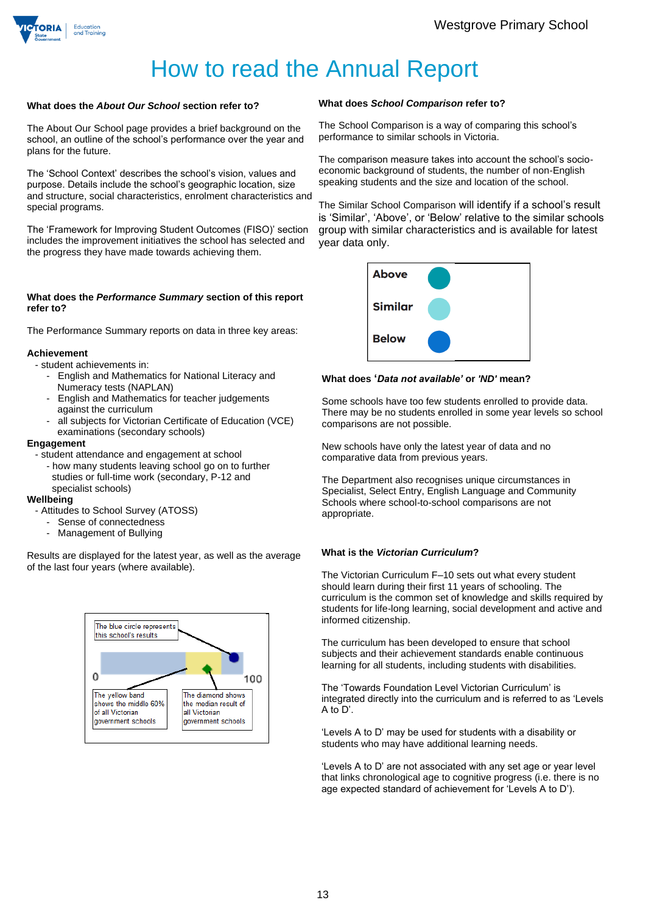# How to read the Annual Report

### What does the *About Our School* section refer to?

The About Our School page provides a brief background on the school, an outline of the school's performance over the year and plans for the future.

The 'School Context' describes the school's vision, values and purpose. Details include the school's geographic location, size and structure, social characteristics, enrolment characteristics and special programs.

The 'Framework for Improving Student Outcomes (FISO)' section includes the improvement initiatives the school has selected and the progress they have made towards achieving them.

### What does the *Performance Summary* section of this report refer to?

The Performance Summary reports on data in three key areas:

**Achievement**

- student achievements in:
  - English and Mathematics for National Literacy and Numeracy tests (NAPLAN)
  - English and Mathematics for teacher judgements against the curriculum
  - all subjects for Victorian Certificate of Education (VCE) examinations (secondary schools)

**Engagement**

- student attendance and engagement at school
  - how many students leaving school go on to further studies or full-time work (secondary, P-12 and specialist schools)

**Wellbeing**

- Attitudes to School Survey (ATOSS)
  - Sense of connectedness
  - Management of Bullying

Results are displayed for the latest year, as well as the average of the last four years (where available).

The blue circle represents this school's results

0

100

The yellow band shows the middle 60% of all Victorian government schools

The diamond shows the median result of all Victorian government schools

### What does *School Comparison* refer to?

The School Comparison is a way of comparing this school's performance to similar schools in Victoria.

The comparison measure takes into account the school's socio-economic background of students, the number of non-English speaking students and the size and location of the school.

The Similar School Comparison will identify if a school's result is 'Similar', 'Above', or 'Below' relative to the similar schools group with similar characteristics and is available for latest year data only.

Above

Similar

Below

### What does '*Data not available*' or *'ND'* mean?

Some schools have too few students enrolled to provide data. There may be no students enrolled in some year levels so school comparisons are not possible.

New schools have only the latest year of data and no comparative data from previous years.

The Department also recognises unique circumstances in Specialist, Select Entry, English Language and Community Schools where school-to-school comparisons are not appropriate.

### What is the *Victorian Curriculum*?

The Victorian Curriculum F–10 sets out what every student should learn during their first 11 years of schooling. The curriculum is the common set of knowledge and skills required by students for life-long learning, social development and active and informed citizenship.

The curriculum has been developed to ensure that school subjects and their achievement standards enable continuous learning for all students, including students with disabilities.

The 'Towards Foundation Level Victorian Curriculum' is integrated directly into the curriculum and is referred to as 'Levels A to D'.

'Levels A to D' may be used for students with a disability or students who may have additional learning needs.

'Levels A to D' are not associated with any set age or year level that links chronological age to cognitive progress (i.e. there is no age expected standard of achievement for 'Levels A to D').